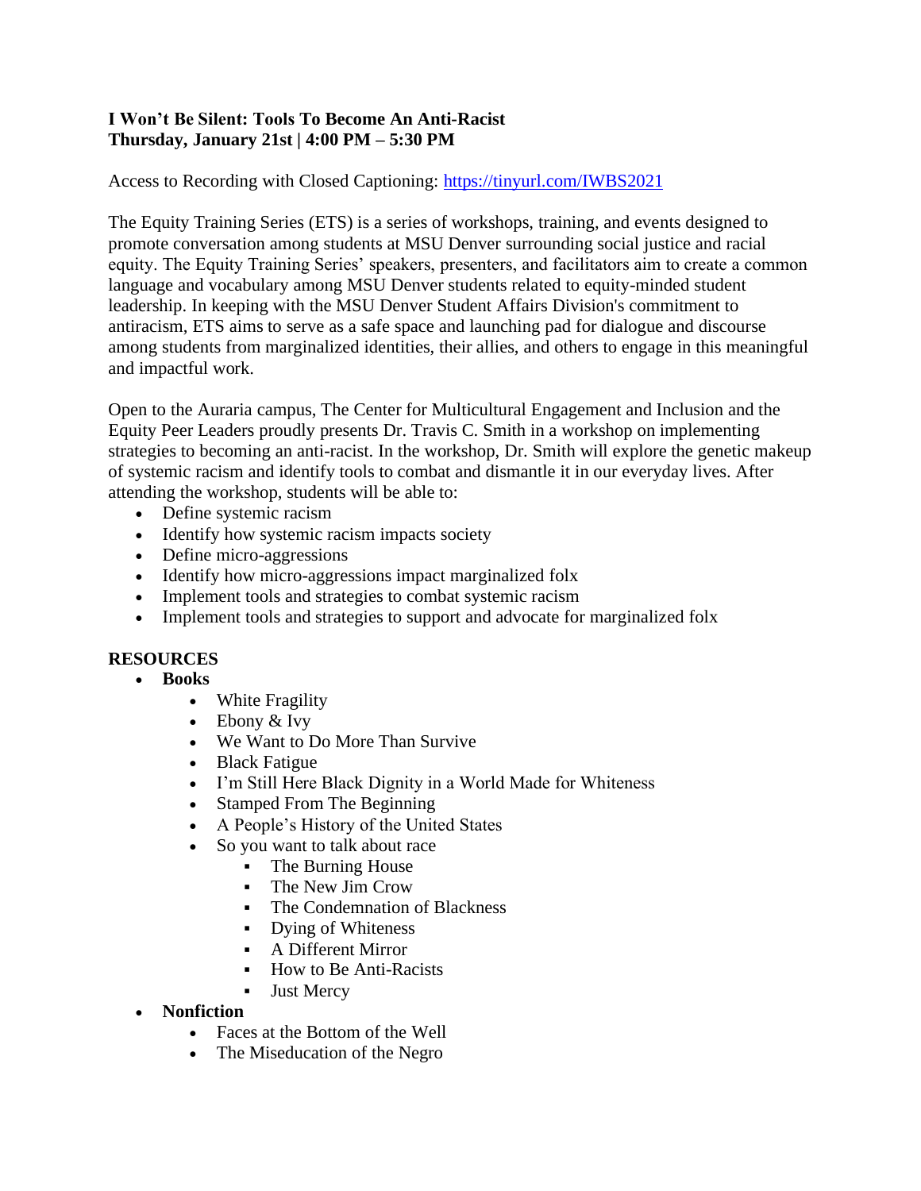**I Won't Be Silent: Tools To Become An Anti-Racist**
**Thursday, January 21st | 4:00 PM – 5:30 PM**

Access to Recording with Closed Captioning: [https://tinyurl.com/IWBS2021](https://tinyurl.com/IWBS2021)

The Equity Training Series (ETS) is a series of workshops, training, and events designed to promote conversation among students at MSU Denver surrounding social justice and racial equity. The Equity Training Series' speakers, presenters, and facilitators aim to create a common language and vocabulary among MSU Denver students related to equity-minded student leadership. In keeping with the MSU Denver Student Affairs Division's commitment to antiracism, ETS aims to serve as a safe space and launching pad for dialogue and discourse among students from marginalized identities, their allies, and others to engage in this meaningful and impactful work.

Open to the Auraria campus, The Center for Multicultural Engagement and Inclusion and the Equity Peer Leaders proudly presents Dr. Travis C. Smith in a workshop on implementing strategies to becoming an anti-racist. In the workshop, Dr. Smith will explore the genetic makeup of systemic racism and identify tools to combat and dismantle it in our everyday lives. After attending the workshop, students will be able to:

- Define systemic racism
- Identify how systemic racism impacts society
- Define micro-aggressions
- Identify how micro-aggressions impact marginalized folx
- Implement tools and strategies to combat systemic racism
- Implement tools and strategies to support and advocate for marginalized folx

**RESOURCES**

- **Books**
  - White Fragility
  - Ebony & Ivy
  - We Want to Do More Than Survive
  - Black Fatigue
  - I'm Still Here Black Dignity in a World Made for Whiteness
  - Stamped From The Beginning
  - A People's History of the United States
  - So you want to talk about race
    - The Burning House
    - The New Jim Crow
    - The Condemnation of Blackness
    - Dying of Whiteness
    - A Different Mirror
    - How to Be Anti-Racists
    - Just Mercy
- **Nonfiction**
  - Faces at the Bottom of the Well
  - The Miseducation of the Negro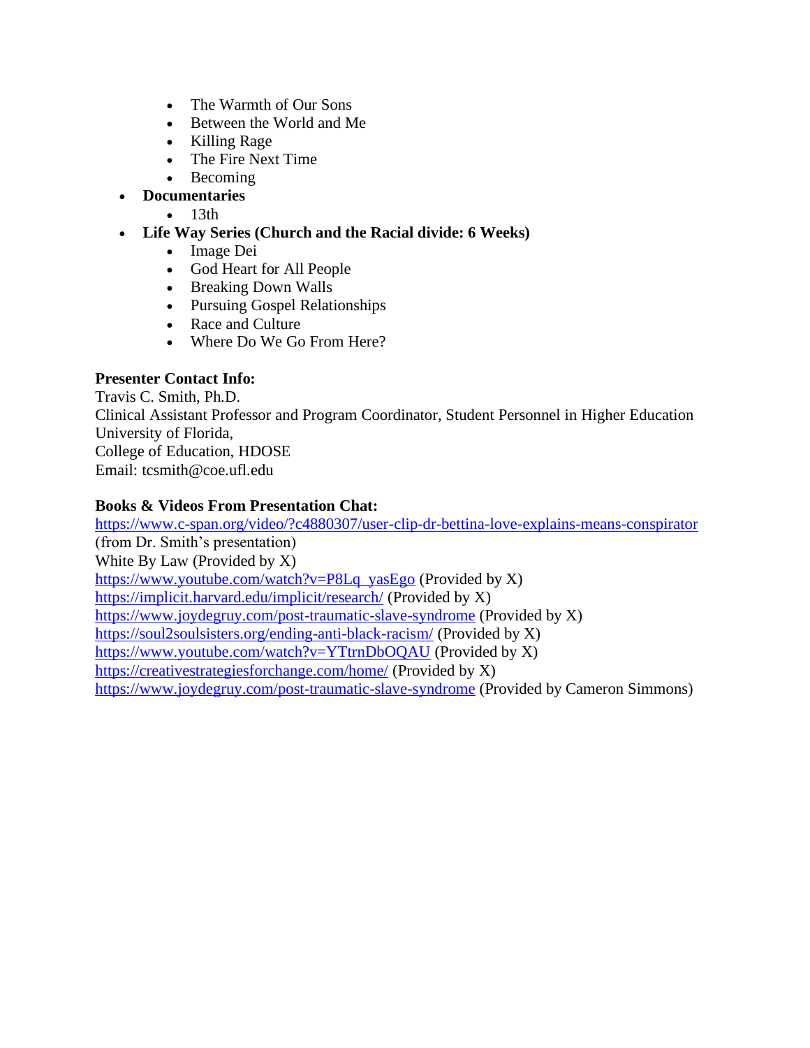- The Warmth of Our Sons
  - Between the World and Me
  - Killing Rage
  - The Fire Next Time
  - Becoming
- **Documentaries**
  - 13th
- **Life Way Series (Church and the Racial divide: 6 Weeks)**
  - Image Dei
  - God Heart for All People
  - Breaking Down Walls
  - Pursuing Gospel Relationships
  - Race and Culture
  - Where Do We Go From Here?

**Presenter Contact Info:**
Travis C. Smith, Ph.D.
Clinical Assistant Professor and Program Coordinator, Student Personnel in Higher Education
University of Florida,
College of Education, HDOSE
Email: tcsmith@coe.ufl.edu

**Books & Videos From Presentation Chat:**
https://www.c-span.org/video/?c4880307/user-clip-dr-bettina-love-explains-means-conspirator (from Dr. Smith's presentation)
White By Law (Provided by X)
https://www.youtube.com/watch?v=P8Lq_yasEgo (Provided by X)
https://implicit.harvard.edu/implicit/research/ (Provided by X)
https://www.joydegruy.com/post-traumatic-slave-syndrome (Provided by X)
https://soul2soulsisters.org/ending-anti-black-racism/ (Provided by X)
https://www.youtube.com/watch?v=YTtrnDbOQAU (Provided by X)
https://creativestrategiesforchange.com/home/ (Provided by X)
https://www.joydegruy.com/post-traumatic-slave-syndrome (Provided by Cameron Simmons)